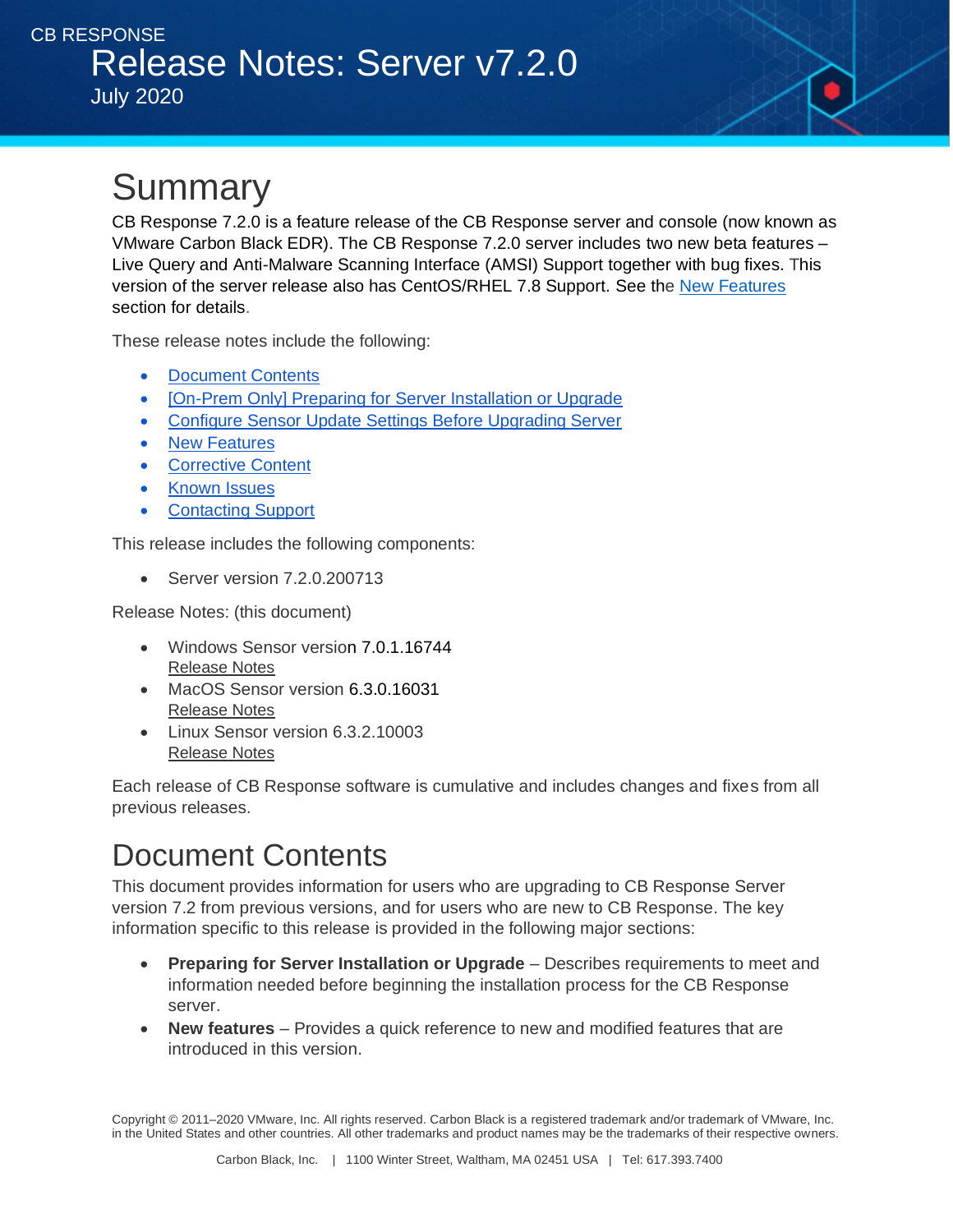CB RESPONSE

# Release Notes: Server v7.2.0

July 2020

# Summary

CB Response 7.2.0 is a feature release of the CB Response server and console (now known as VMware Carbon Black EDR). The CB Response 7.2.0 server includes two new beta features – Live Query and Anti-Malware Scanning Interface (AMSI) Support together with bug fixes. This version of the server release also has CentOS/RHEL 7.8 Support. See the New Features section for details.

These release notes include the following:

- Document Contents
- [On-Prem Only] Preparing for Server Installation or Upgrade
- Configure Sensor Update Settings Before Upgrading Server
- New Features
- Corrective Content
- Known Issues
- Contacting Support

This release includes the following components:

- Server version 7.2.0.200713

Release Notes: (this document)

- Windows Sensor version 7.0.1.16744
  Release Notes
- MacOS Sensor version 6.3.0.16031
  Release Notes
- Linux Sensor version 6.3.2.10003
  Release Notes

Each release of CB Response software is cumulative and includes changes and fixes from all previous releases.

# Document Contents

This document provides information for users who are upgrading to CB Response Server version 7.2 from previous versions, and for users who are new to CB Response. The key information specific to this release is provided in the following major sections:

- **Preparing for Server Installation or Upgrade** – Describes requirements to meet and information needed before beginning the installation process for the CB Response server.
- **New features** – Provides a quick reference to new and modified features that are introduced in this version.

Copyright © 2011–2020 VMware, Inc. All rights reserved. Carbon Black is a registered trademark and/or trademark of VMware, Inc. in the United States and other countries. All other trademarks and product names may be the trademarks of their respective owners.

Carbon Black, Inc. | 1100 Winter Street, Waltham, MA 02451 USA | Tel: 617.393.7400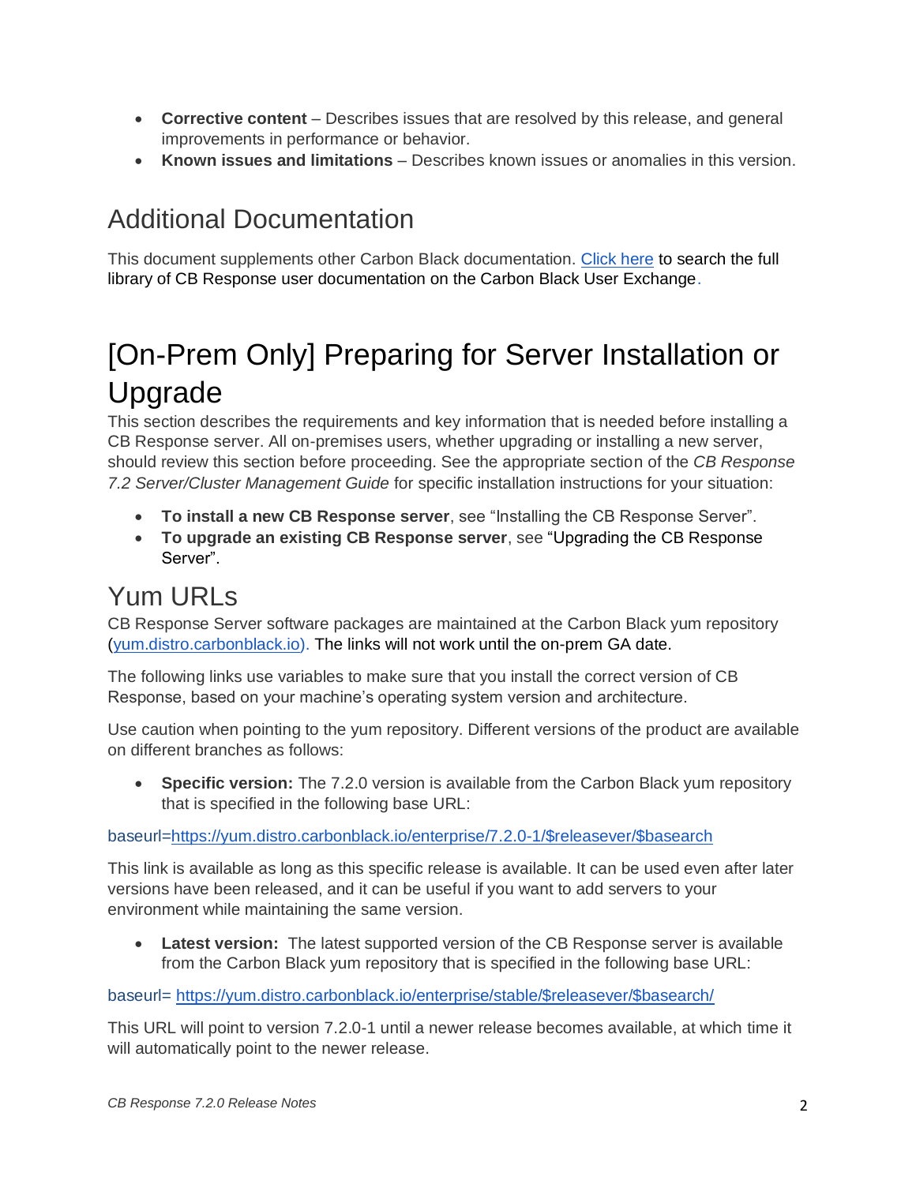- **Corrective content** – Describes issues that are resolved by this release, and general improvements in performance or behavior.
- **Known issues and limitations** – Describes known issues or anomalies in this version.

## Additional Documentation

This document supplements other Carbon Black documentation. Click here to search the full library of CB Response user documentation on the Carbon Black User Exchange.

# [On-Prem Only] Preparing for Server Installation or Upgrade

This section describes the requirements and key information that is needed before installing a CB Response server. All on-premises users, whether upgrading or installing a new server, should review this section before proceeding. See the appropriate section of the *CB Response 7.2 Server/Cluster Management Guide* for specific installation instructions for your situation:

- **To install a new CB Response server**, see "Installing the CB Response Server".
- **To upgrade an existing CB Response server**, see "Upgrading the CB Response Server".

## Yum URLs

CB Response Server software packages are maintained at the Carbon Black yum repository (yum.distro.carbonblack.io). The links will not work until the on-prem GA date.

The following links use variables to make sure that you install the correct version of CB Response, based on your machine's operating system version and architecture.

Use caution when pointing to the yum repository. Different versions of the product are available on different branches as follows:

- **Specific version:** The 7.2.0 version is available from the Carbon Black yum repository that is specified in the following base URL:

baseurl=https://yum.distro.carbonblack.io/enterprise/7.2.0-1/$releasever/$basearch

This link is available as long as this specific release is available. It can be used even after later versions have been released, and it can be useful if you want to add servers to your environment while maintaining the same version.

- **Latest version:** The latest supported version of the CB Response server is available from the Carbon Black yum repository that is specified in the following base URL:

baseurl= https://yum.distro.carbonblack.io/enterprise/stable/$releasever/$basearch/

This URL will point to version 7.2.0-1 until a newer release becomes available, at which time it will automatically point to the newer release.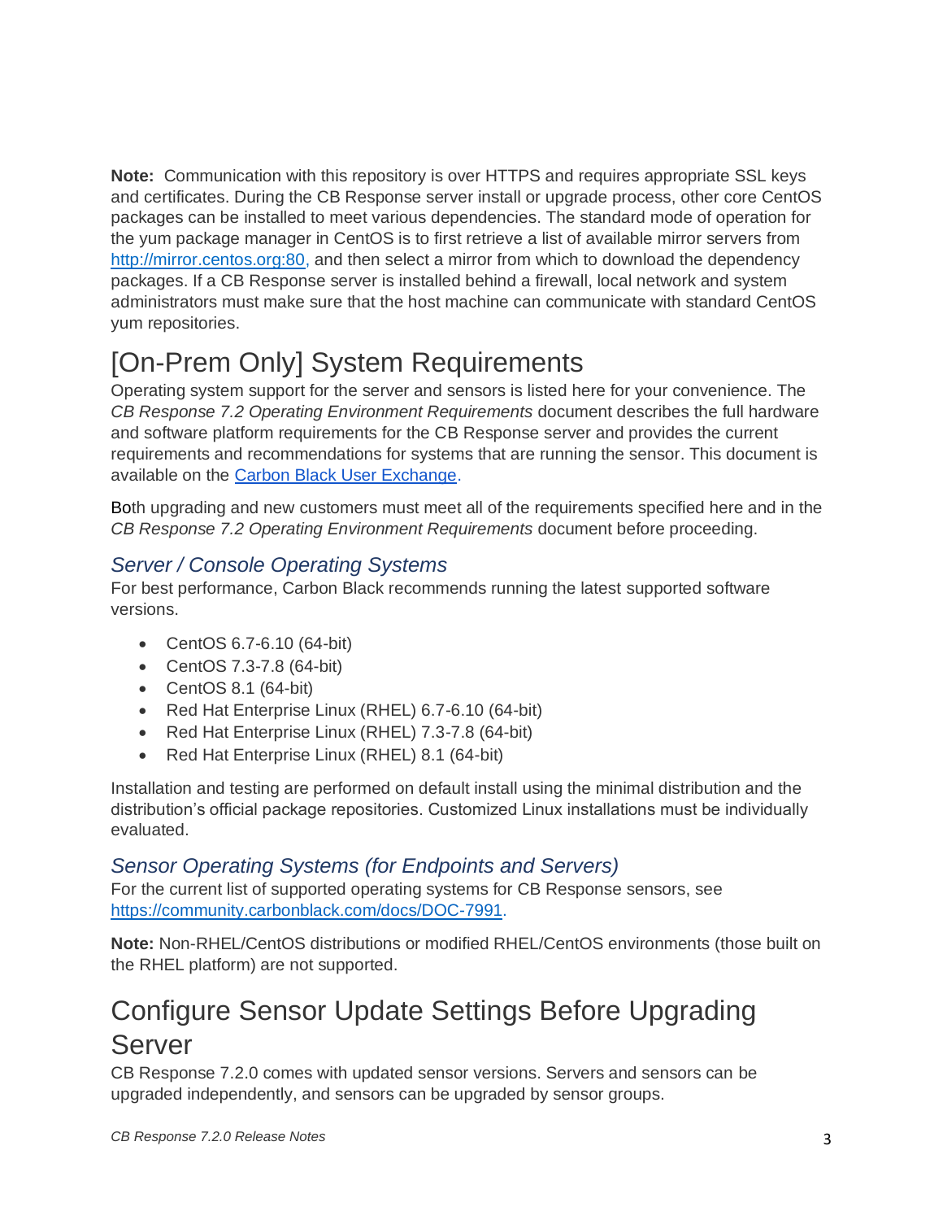**Note:** Communication with this repository is over HTTPS and requires appropriate SSL keys and certificates. During the CB Response server install or upgrade process, other core CentOS packages can be installed to meet various dependencies. The standard mode of operation for the yum package manager in CentOS is to first retrieve a list of available mirror servers from http://mirror.centos.org:80, and then select a mirror from which to download the dependency packages. If a CB Response server is installed behind a firewall, local network and system administrators must make sure that the host machine can communicate with standard CentOS yum repositories.

# [On-Prem Only] System Requirements

Operating system support for the server and sensors is listed here for your convenience. The *CB Response 7.2 Operating Environment Requirements* document describes the full hardware and software platform requirements for the CB Response server and provides the current requirements and recommendations for systems that are running the sensor. This document is available on the Carbon Black User Exchange.

Both upgrading and new customers must meet all of the requirements specified here and in the *CB Response 7.2 Operating Environment Requirements* document before proceeding.

## *Server / Console Operating Systems*

For best performance, Carbon Black recommends running the latest supported software versions.

- CentOS 6.7-6.10 (64-bit)
- CentOS 7.3-7.8 (64-bit)
- CentOS 8.1 (64-bit)
- Red Hat Enterprise Linux (RHEL) 6.7-6.10 (64-bit)
- Red Hat Enterprise Linux (RHEL) 7.3-7.8 (64-bit)
- Red Hat Enterprise Linux (RHEL) 8.1 (64-bit)

Installation and testing are performed on default install using the minimal distribution and the distribution's official package repositories. Customized Linux installations must be individually evaluated.

## *Sensor Operating Systems (for Endpoints and Servers)*

For the current list of supported operating systems for CB Response sensors, see https://community.carbonblack.com/docs/DOC-7991.

**Note:** Non-RHEL/CentOS distributions or modified RHEL/CentOS environments (those built on the RHEL platform) are not supported.

# Configure Sensor Update Settings Before Upgrading Server

CB Response 7.2.0 comes with updated sensor versions. Servers and sensors can be upgraded independently, and sensors can be upgraded by sensor groups.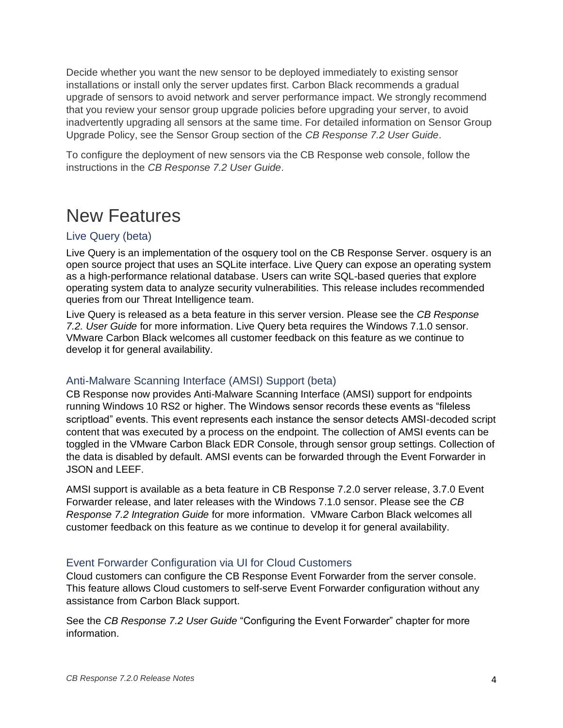Decide whether you want the new sensor to be deployed immediately to existing sensor installations or install only the server updates first. Carbon Black recommends a gradual upgrade of sensors to avoid network and server performance impact. We strongly recommend that you review your sensor group upgrade policies before upgrading your server, to avoid inadvertently upgrading all sensors at the same time. For detailed information on Sensor Group Upgrade Policy, see the Sensor Group section of the *CB Response 7.2 User Guide*.

To configure the deployment of new sensors via the CB Response web console, follow the instructions in the *CB Response 7.2 User Guide*.

# New Features

## Live Query (beta)

Live Query is an implementation of the osquery tool on the CB Response Server. osquery is an open source project that uses an SQLite interface. Live Query can expose an operating system as a high-performance relational database. Users can write SQL-based queries that explore operating system data to analyze security vulnerabilities. This release includes recommended queries from our Threat Intelligence team.

Live Query is released as a beta feature in this server version. Please see the *CB Response 7.2. User Guide* for more information. Live Query beta requires the Windows 7.1.0 sensor. VMware Carbon Black welcomes all customer feedback on this feature as we continue to develop it for general availability.

## Anti-Malware Scanning Interface (AMSI) Support (beta)

CB Response now provides Anti-Malware Scanning Interface (AMSI) support for endpoints running Windows 10 RS2 or higher. The Windows sensor records these events as "fileless scriptload" events. This event represents each instance the sensor detects AMSI-decoded script content that was executed by a process on the endpoint. The collection of AMSI events can be toggled in the VMware Carbon Black EDR Console, through sensor group settings. Collection of the data is disabled by default. AMSI events can be forwarded through the Event Forwarder in JSON and LEEF.

AMSI support is available as a beta feature in CB Response 7.2.0 server release, 3.7.0 Event Forwarder release, and later releases with the Windows 7.1.0 sensor. Please see the *CB Response 7.2 Integration Guide* for more information. VMware Carbon Black welcomes all customer feedback on this feature as we continue to develop it for general availability.

## Event Forwarder Configuration via UI for Cloud Customers

Cloud customers can configure the CB Response Event Forwarder from the server console. This feature allows Cloud customers to self-serve Event Forwarder configuration without any assistance from Carbon Black support.

See the *CB Response 7.2 User Guide* "Configuring the Event Forwarder" chapter for more information.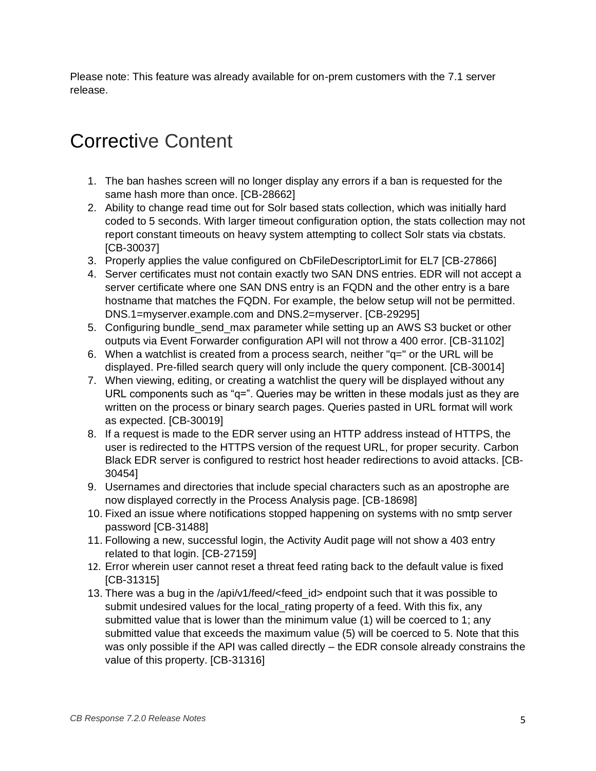Please note: This feature was already available for on-prem customers with the 7.1 server release.

# Corrective Content

1. The ban hashes screen will no longer display any errors if a ban is requested for the same hash more than once. [CB-28662]
2. Ability to change read time out for Solr based stats collection, which was initially hard coded to 5 seconds. With larger timeout configuration option, the stats collection may not report constant timeouts on heavy system attempting to collect Solr stats via cbstats. [CB-30037]
3. Properly applies the value configured on CbFileDescriptorLimit for EL7 [CB-27866]
4. Server certificates must not contain exactly two SAN DNS entries. EDR will not accept a server certificate where one SAN DNS entry is an FQDN and the other entry is a bare hostname that matches the FQDN. For example, the below setup will not be permitted. DNS.1=myserver.example.com and DNS.2=myserver. [CB-29295]
5. Configuring bundle_send_max parameter while setting up an AWS S3 bucket or other outputs via Event Forwarder configuration API will not throw a 400 error. [CB-31102]
6. When a watchlist is created from a process search, neither "q=" or the URL will be displayed. Pre-filled search query will only include the query component. [CB-30014]
7. When viewing, editing, or creating a watchlist the query will be displayed without any URL components such as “q=”. Queries may be written in these modals just as they are written on the process or binary search pages. Queries pasted in URL format will work as expected. [CB-30019]
8. If a request is made to the EDR server using an HTTP address instead of HTTPS, the user is redirected to the HTTPS version of the request URL, for proper security. Carbon Black EDR server is configured to restrict host header redirections to avoid attacks. [CB-30454]
9. Usernames and directories that include special characters such as an apostrophe are now displayed correctly in the Process Analysis page. [CB-18698]
10. Fixed an issue where notifications stopped happening on systems with no smtp server password [CB-31488]
11. Following a new, successful login, the Activity Audit page will not show a 403 entry related to that login. [CB-27159]
12. Error wherein user cannot reset a threat feed rating back to the default value is fixed [CB-31315]
13. There was a bug in the /api/v1/feed/<feed_id> endpoint such that it was possible to submit undesired values for the local_rating property of a feed. With this fix, any submitted value that is lower than the minimum value (1) will be coerced to 1; any submitted value that exceeds the maximum value (5) will be coerced to 5. Note that this was only possible if the API was called directly – the EDR console already constrains the value of this property. [CB-31316]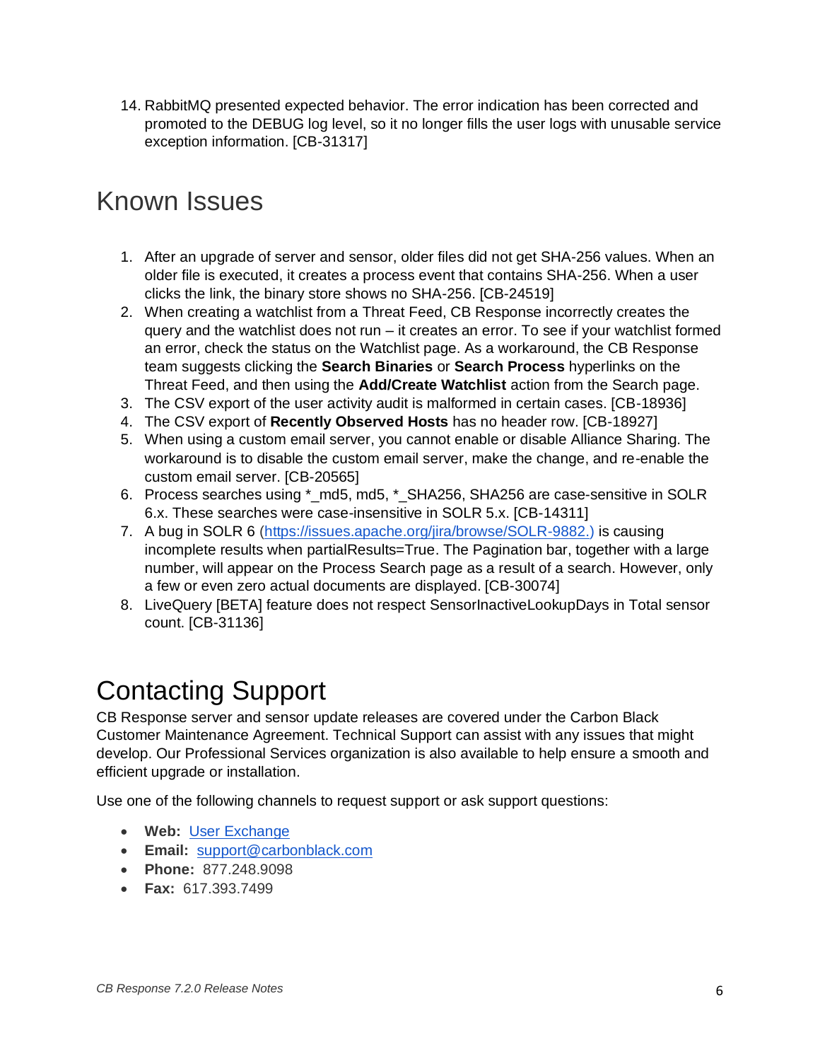14. RabbitMQ presented expected behavior. The error indication has been corrected and promoted to the DEBUG log level, so it no longer fills the user logs with unusable service exception information. [CB-31317]

# Known Issues

1. After an upgrade of server and sensor, older files did not get SHA-256 values. When an older file is executed, it creates a process event that contains SHA-256. When a user clicks the link, the binary store shows no SHA-256. [CB-24519]
2. When creating a watchlist from a Threat Feed, CB Response incorrectly creates the query and the watchlist does not run – it creates an error. To see if your watchlist formed an error, check the status on the Watchlist page. As a workaround, the CB Response team suggests clicking the **Search Binaries** or **Search Process** hyperlinks on the Threat Feed, and then using the **Add/Create Watchlist** action from the Search page.
3. The CSV export of the user activity audit is malformed in certain cases. [CB-18936]
4. The CSV export of **Recently Observed Hosts** has no header row. [CB-18927]
5. When using a custom email server, you cannot enable or disable Alliance Sharing. The workaround is to disable the custom email server, make the change, and re-enable the custom email server. [CB-20565]
6. Process searches using *_md5, md5, *_SHA256, SHA256 are case-sensitive in SOLR 6.x. These searches were case-insensitive in SOLR 5.x. [CB-14311]
7. A bug in SOLR 6 (https://issues.apache.org/jira/browse/SOLR-9882.) is causing incomplete results when partialResults=True. The Pagination bar, together with a large number, will appear on the Process Search page as a result of a search. However, only a few or even zero actual documents are displayed. [CB-30074]
8. LiveQuery [BETA] feature does not respect SensorInactiveLookupDays in Total sensor count. [CB-31136]

# Contacting Support

CB Response server and sensor update releases are covered under the Carbon Black Customer Maintenance Agreement. Technical Support can assist with any issues that might develop. Our Professional Services organization is also available to help ensure a smooth and efficient upgrade or installation.

Use one of the following channels to request support or ask support questions:

- **Web:** User Exchange
- **Email:** support@carbonblack.com
- **Phone:** 877.248.9098
- **Fax:** 617.393.7499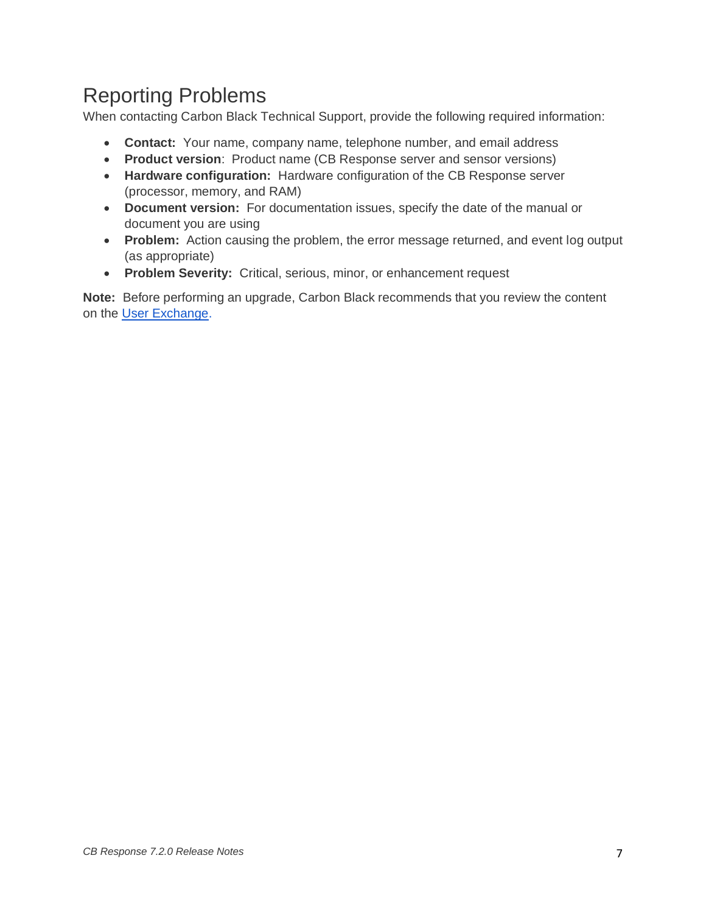# Reporting Problems

When contacting Carbon Black Technical Support, provide the following required information:

- **Contact:** Your name, company name, telephone number, and email address
- **Product version**: Product name (CB Response server and sensor versions)
- **Hardware configuration:** Hardware configuration of the CB Response server (processor, memory, and RAM)
- **Document version:** For documentation issues, specify the date of the manual or document you are using
- **Problem:** Action causing the problem, the error message returned, and event log output (as appropriate)
- **Problem Severity:** Critical, serious, minor, or enhancement request

**Note:** Before performing an upgrade, Carbon Black recommends that you review the content on the User Exchange.